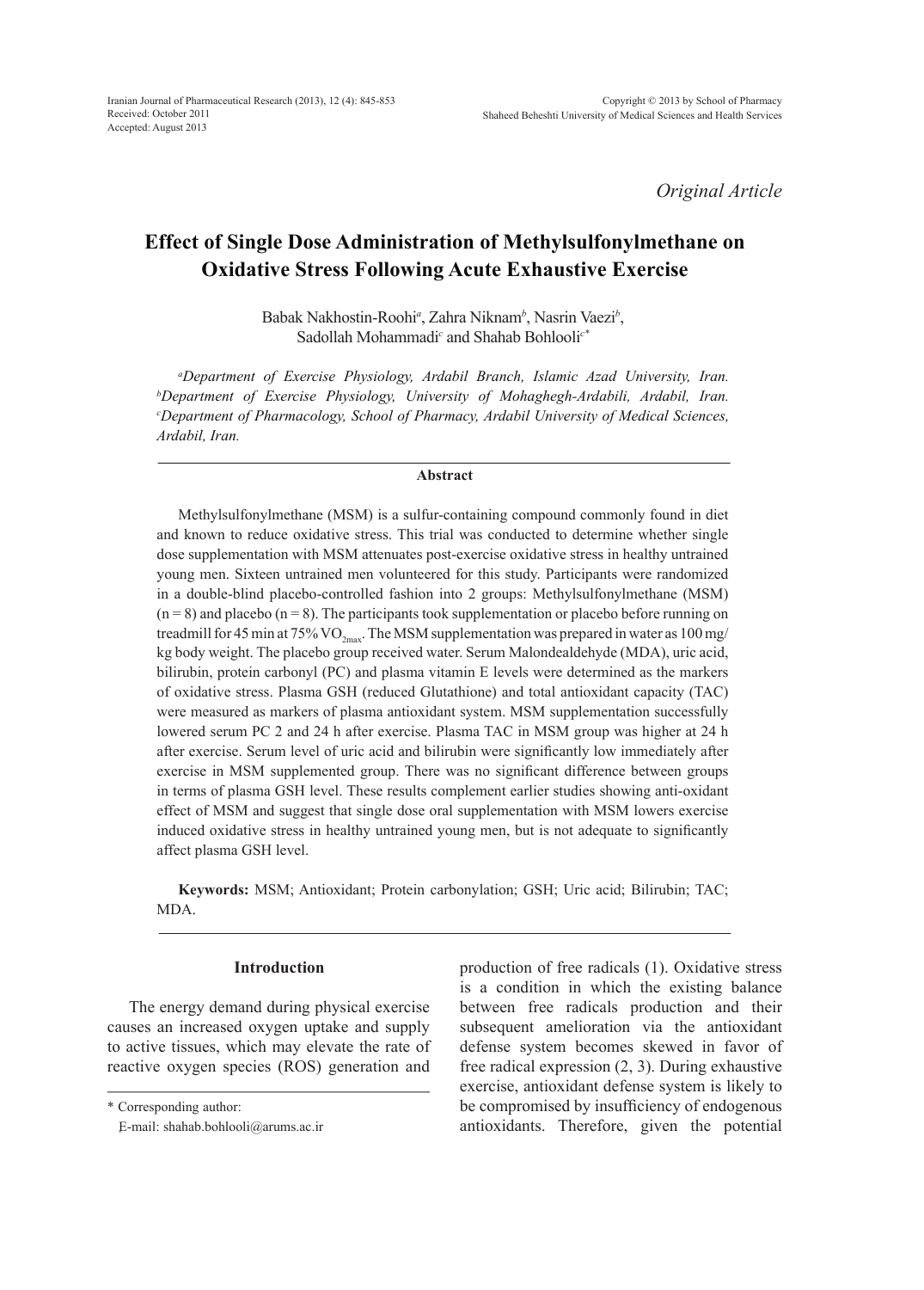*Original Article*

# Effect of Single Dose Administration of Methylsulfonylmethane on Oxidative Stress Following Acute Exhaustive Exercise

Babak Nakhostin-Roohi[a], Zahra Niknam[b], Nasrin Vaezi[b], Sadollah Mohammadi[c] and Shahab Bohlooli[c*]

[a]*Department of Exercise Physiology, Ardabil Branch, Islamic Azad University, Iran.* [b]*Department of Exercise Physiology, University of Mohaghegh-Ardabili, Ardabil, Iran.* [c]*Department of Pharmacology, School of Pharmacy, Ardabil University of Medical Sciences, Ardabil, Iran.*

## Abstract

Methylsulfonylmethane (MSM) is a sulfur-containing compound commonly found in diet and known to reduce oxidative stress. This trial was conducted to determine whether single dose supplementation with MSM attenuates post-exercise oxidative stress in healthy untrained young men. Sixteen untrained men volunteered for this study. Participants were randomized in a double-blind placebo-controlled fashion into 2 groups: Methylsulfonylmethane (MSM) (n = 8) and placebo (n = 8). The participants took supplementation or placebo before running on treadmill for 45 min at 75% $VO_{2max}$. The MSM supplementation was prepared in water as 100 mg/kg body weight. The placebo group received water. Serum Malondealdehyde (MDA), uric acid, bilirubin, protein carbonyl (PC) and plasma vitamin E levels were determined as the markers of oxidative stress. Plasma GSH (reduced Glutathione) and total antioxidant capacity (TAC) were measured as markers of plasma antioxidant system. MSM supplementation successfully lowered serum PC 2 and 24 h after exercise. Plasma TAC in MSM group was higher at 24 h after exercise. Serum level of uric acid and bilirubin were significantly low immediately after exercise in MSM supplemented group. There was no significant difference between groups in terms of plasma GSH level. These results complement earlier studies showing anti-oxidant effect of MSM and suggest that single dose oral supplementation with MSM lowers exercise induced oxidative stress in healthy untrained young men, but is not adequate to significantly affect plasma GSH level.

**Keywords:** MSM; Antioxidant; Protein carbonylation; GSH; Uric acid; Bilirubin; TAC; MDA.

## Introduction

The energy demand during physical exercise causes an increased oxygen uptake and supply to active tissues, which may elevate the rate of reactive oxygen species (ROS) generation and production of free radicals (1). Oxidative stress is a condition in which the existing balance between free radicals production and their subsequent amelioration via the antioxidant defense system becomes skewed in favor of free radical expression (2, 3). During exhaustive exercise, antioxidant defense system is likely to be compromised by insufficiency of endogenous antioxidants. Therefore, given the potential

\* Corresponding author:
E-mail: shahab.bohlooli@arums.ac.ir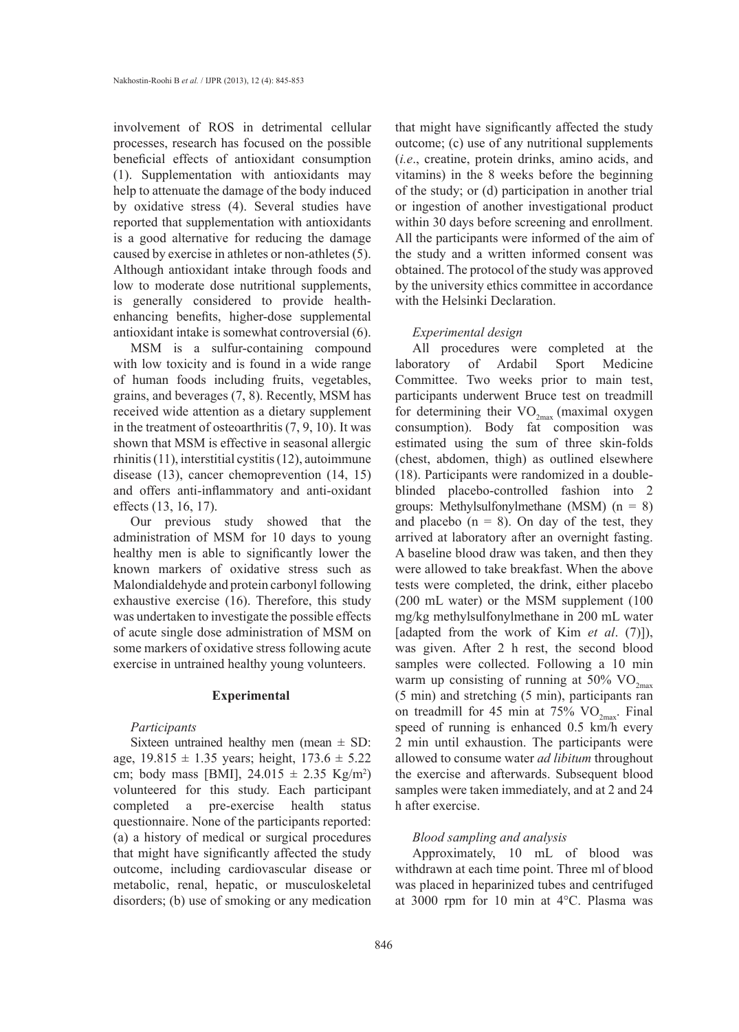involvement of ROS in detrimental cellular processes, research has focused on the possible beneficial effects of antioxidant consumption (1). Supplementation with antioxidants may help to attenuate the damage of the body induced by oxidative stress (4). Several studies have reported that supplementation with antioxidants is a good alternative for reducing the damage caused by exercise in athletes or non-athletes (5). Although antioxidant intake through foods and low to moderate dose nutritional supplements, is generally considered to provide health-enhancing benefits, higher-dose supplemental antioxidant intake is somewhat controversial (6).

MSM is a sulfur-containing compound with low toxicity and is found in a wide range of human foods including fruits, vegetables, grains, and beverages (7, 8). Recently, MSM has received wide attention as a dietary supplement in the treatment of osteoarthritis (7, 9, 10). It was shown that MSM is effective in seasonal allergic rhinitis (11), interstitial cystitis (12), autoimmune disease (13), cancer chemoprevention (14, 15) and offers anti-inflammatory and anti-oxidant effects (13, 16, 17).

Our previous study showed that the administration of MSM for 10 days to young healthy men is able to significantly lower the known markers of oxidative stress such as Malondialdehyde and protein carbonyl following exhaustive exercise (16). Therefore, this study was undertaken to investigate the possible effects of acute single dose administration of MSM on some markers of oxidative stress following acute exercise in untrained healthy young volunteers.

## Experimental

### *Participants*

Sixteen untrained healthy men (mean ± SD: age, 19.815 ± 1.35 years; height, 173.6 ± 5.22 cm; body mass [BMI], 24.015 ± 2.35 Kg/m$^2$) volunteered for this study. Each participant completed a pre-exercise health status questionnaire. None of the participants reported: (a) a history of medical or surgical procedures that might have significantly affected the study outcome, including cardiovascular disease or metabolic, renal, hepatic, or musculoskeletal disorders; (b) use of smoking or any medication that might have significantly affected the study outcome; (c) use of any nutritional supplements (*i.e*., creatine, protein drinks, amino acids, and vitamins) in the 8 weeks before the beginning of the study; or (d) participation in another trial or ingestion of another investigational product within 30 days before screening and enrollment. All the participants were informed of the aim of the study and a written informed consent was obtained. The protocol of the study was approved by the university ethics committee in accordance with the Helsinki Declaration.

### *Experimental design*

All procedures were completed at the laboratory of Ardabil Sport Medicine Committee. Two weeks prior to main test, participants underwent Bruce test on treadmill for determining their $VO_{2max}$ (maximal oxygen consumption). Body fat composition was estimated using the sum of three skin-folds (chest, abdomen, thigh) as outlined elsewhere (18). Participants were randomized in a double-blinded placebo-controlled fashion into 2 groups: Methylsulfonylmethane (MSM) (n = 8) and placebo (n = 8). On day of the test, they arrived at laboratory after an overnight fasting. A baseline blood draw was taken, and then they were allowed to take breakfast. When the above tests were completed, the drink, either placebo (200 mL water) or the MSM supplement (100 mg/kg methylsulfonylmethane in 200 mL water [adapted from the work of Kim *et al*. (7)]), was given. After 2 h rest, the second blood samples were collected. Following a 10 min warm up consisting of running at 50% $VO_{2max}$ (5 min) and stretching (5 min), participants ran on treadmill for 45 min at 75% $VO_{2max}$. Final speed of running is enhanced 0.5 km/h every 2 min until exhaustion. The participants were allowed to consume water *ad libitum* throughout the exercise and afterwards. Subsequent blood samples were taken immediately, and at 2 and 24 h after exercise.

### *Blood sampling and analysis*

Approximately, 10 mL of blood was withdrawn at each time point. Three ml of blood was placed in heparinized tubes and centrifuged at 3000 rpm for 10 min at 4°C. Plasma was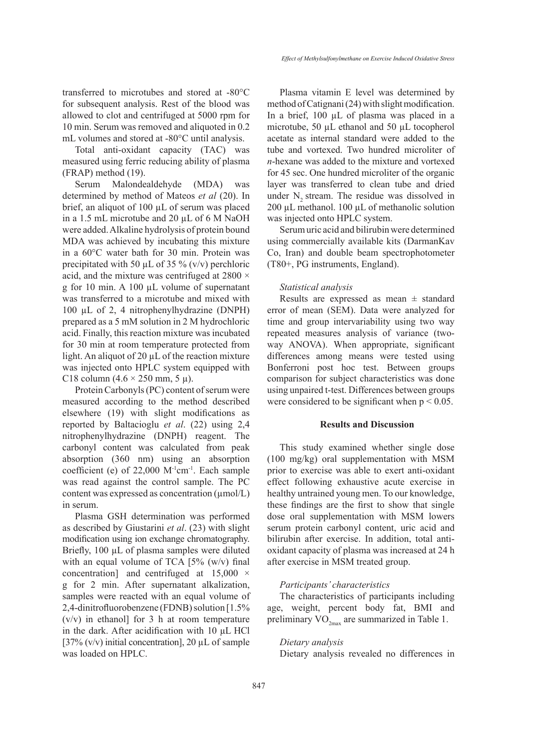transferred to microtubes and stored at -80°C for subsequent analysis. Rest of the blood was allowed to clot and centrifuged at 5000 rpm for 10 min. Serum was removed and aliquoted in 0.2 mL volumes and stored at -80°C until analysis.

Total anti-oxidant capacity (TAC) was measured using ferric reducing ability of plasma (FRAP) method (19).

Serum Malondealdehyde (MDA) was determined by method of Mateos *et al* (20). In brief, an aliquot of 100 µL of serum was placed in a 1.5 mL microtube and 20 µL of 6 M NaOH were added. Alkaline hydrolysis of protein bound MDA was achieved by incubating this mixture in a 60°C water bath for 30 min. Protein was precipitated with 50 µL of 35 % (v/v) perchloric acid, and the mixture was centrifuged at 2800 × g for 10 min. A 100 µL volume of supernatant was transferred to a microtube and mixed with 100 µL of 2, 4 nitrophenylhydrazine (DNPH) prepared as a 5 mM solution in 2 M hydrochloric acid. Finally, this reaction mixture was incubated for 30 min at room temperature protected from light. An aliquot of 20 µL of the reaction mixture was injected onto HPLC system equipped with C18 column (4.6 × 250 mm, 5 µ).

Protein Carbonyls (PC) content of serum were measured according to the method described elsewhere (19) with slight modifications as reported by Baltacioglu *et al*. (22) using 2,4 nitrophenylhydrazine (DNPH) reagent. The carbonyl content was calculated from peak absorption (360 nm) using an absorption coefficient (e) of 22,000 $M^{-1}cm^{-1}$. Each sample was read against the control sample. The PC content was expressed as concentration (µmol/L) in serum.

Plasma GSH determination was performed as described by Giustarini *et al*. (23) with slight modification using ion exchange chromatography. Briefly, 100 µL of plasma samples were diluted with an equal volume of TCA [5% (w/v) final concentration] and centrifuged at 15,000 × g for 2 min. After supernatant alkalization, samples were reacted with an equal volume of 2,4-dinitrofluorobenzene (FDNB) solution [1.5% (v/v) in ethanol] for 3 h at room temperature in the dark. After acidification with 10 µL HCl [37% (v/v) initial concentration], 20 µL of sample was loaded on HPLC.

Plasma vitamin E level was determined by method of Catignani (24) with slight modification. In a brief, 100 µL of plasma was placed in a microtube, 50 µL ethanol and 50 µL tocopherol acetate as internal standard were added to the tube and vortexed. Two hundred microliter of *n*-hexane was added to the mixture and vortexed for 45 sec. One hundred microliter of the organic layer was transferred to clean tube and dried under $N_2$ stream. The residue was dissolved in 200 µL methanol. 100 µL of methanolic solution was injected onto HPLC system.

Serum uric acid and bilirubin were determined using commercially available kits (DarmanKav Co, Iran) and double beam spectrophotometer (T80+, PG instruments, England).

### *Statistical analysis*

Results are expressed as mean ± standard error of mean (SEM). Data were analyzed for time and group intervariability using two way repeated measures analysis of variance (two-way ANOVA). When appropriate, significant differences among means were tested using Bonferroni post hoc test. Between groups comparison for subject characteristics was done using unpaired t-test. Differences between groups were considered to be significant when $p < 0.05$.

## Results and Discussion

This study examined whether single dose (100 mg/kg) oral supplementation with MSM prior to exercise was able to exert anti-oxidant effect following exhaustive acute exercise in healthy untrained young men. To our knowledge, these findings are the first to show that single dose oral supplementation with MSM lowers serum protein carbonyl content, uric acid and bilirubin after exercise. In addition, total anti-oxidant capacity of plasma was increased at 24 h after exercise in MSM treated group.

### *Participants' characteristics*

The characteristics of participants including age, weight, percent body fat, BMI and preliminary $VO_{2max}$ are summarized in Table 1.

### *Dietary analysis*

Dietary analysis revealed no differences in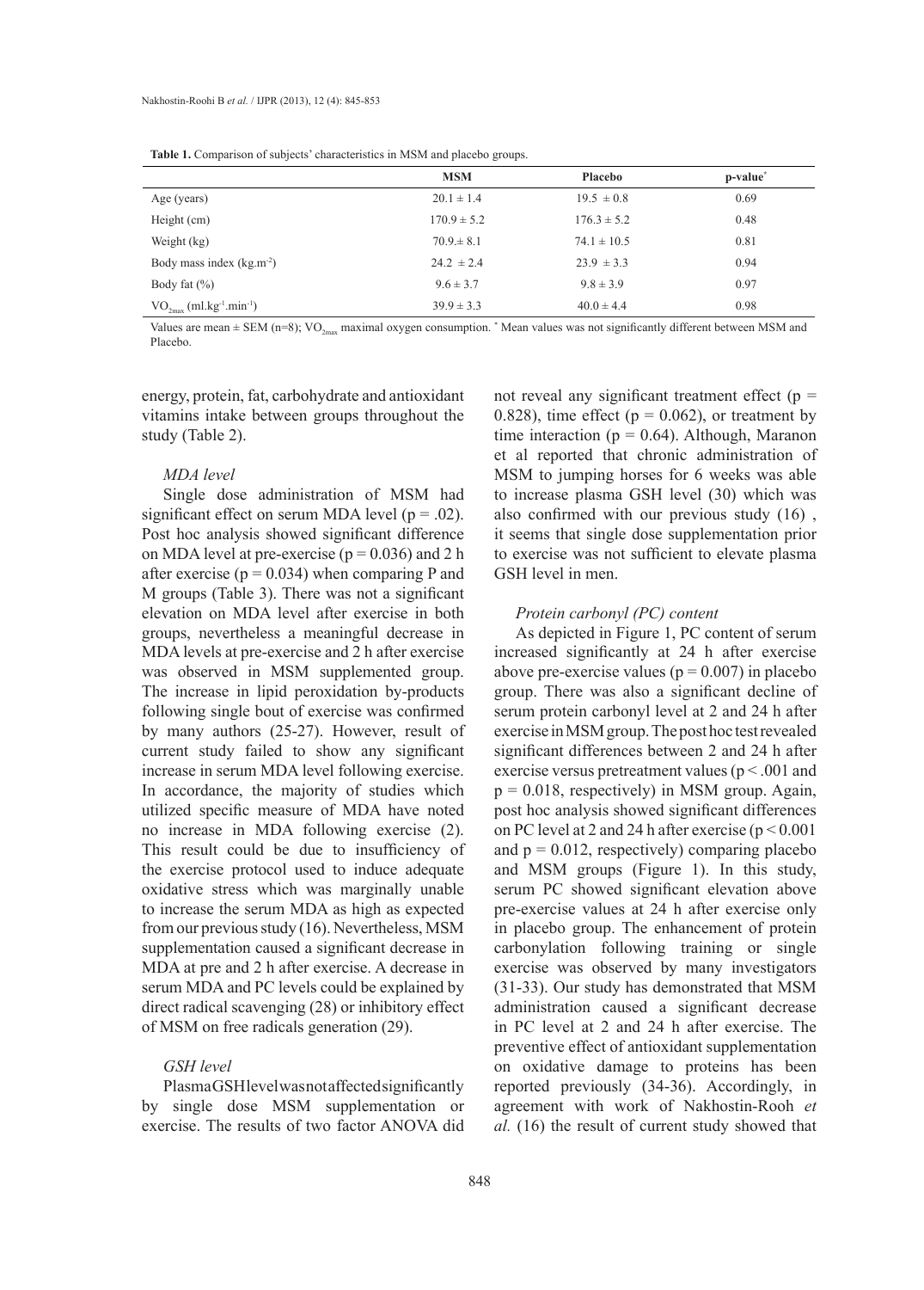**Table 1.** Comparison of subjects' characteristics in MSM and placebo groups.

| | MSM | Placebo | p-value* |
|---|---|---|---|
| Age (years) | 20.1 ± 1.4 | 19.5 ± 0.8 | 0.69 |
| Height (cm) | 170.9 ± 5.2 | 176.3 ± 5.2 | 0.48 |
| Weight (kg) | 70.9± 8.1 | 74.1 ± 10.5 | 0.81 |
| Body mass index ($kg.m^{-2}$) | 24.2 ± 2.4 | 23.9 ± 3.3 | 0.94 |
| Body fat (%) | 9.6 ± 3.7 | 9.8 ± 3.9 | 0.97 |
| $VO_{2max}$ ($ml.kg^{-1}.min^{-1}$) | 39.9 ± 3.3 | 40.0 ± 4.4 | 0.98 |

Values are mean ± SEM (n=8); $VO_{2max}$ maximal oxygen consumption. * Mean values was not significantly different between MSM and Placebo.

energy, protein, fat, carbohydrate and antioxidant vitamins intake between groups throughout the study (Table 2).

### *MDA level*

Single dose administration of MSM had significant effect on serum MDA level ($p = .02$). Post hoc analysis showed significant difference on MDA level at pre-exercise ($p = 0.036$) and 2 h after exercise ($p = 0.034$) when comparing P and M groups (Table 3). There was not a significant elevation on MDA level after exercise in both groups, nevertheless a meaningful decrease in MDA levels at pre-exercise and 2 h after exercise was observed in MSM supplemented group. The increase in lipid peroxidation by-products following single bout of exercise was confirmed by many authors (25-27). However, result of current study failed to show any significant increase in serum MDA level following exercise. In accordance, the majority of studies which utilized specific measure of MDA have noted no increase in MDA following exercise (2). This result could be due to insufficiency of the exercise protocol used to induce adequate oxidative stress which was marginally unable to increase the serum MDA as high as expected from our previous study (16). Nevertheless, MSM supplementation caused a significant decrease in MDA at pre and 2 h after exercise. A decrease in serum MDA and PC levels could be explained by direct radical scavenging (28) or inhibitory effect of MSM on free radicals generation (29).

### *GSH level*

Plasma GSH level was not affected significantly by single dose MSM supplementation or exercise. The results of two factor ANOVA did not reveal any significant treatment effect ($p = 0.828$), time effect ($p = 0.062$), or treatment by time interaction ($p = 0.64$). Although, Maranon et al reported that chronic administration of MSM to jumping horses for 6 weeks was able to increase plasma GSH level (30) which was also confirmed with our previous study (16) , it seems that single dose supplementation prior to exercise was not sufficient to elevate plasma GSH level in men.

### *Protein carbonyl (PC) content*

As depicted in Figure 1, PC content of serum increased significantly at 24 h after exercise above pre-exercise values ($p = 0.007$) in placebo group. There was also a significant decline of serum protein carbonyl level at 2 and 24 h after exercise in MSM group. The post hoc test revealed significant differences between 2 and 24 h after exercise versus pretreatment values ($p < .001$ and $p = 0.018$, respectively) in MSM group. Again, post hoc analysis showed significant differences on PC level at 2 and 24 h after exercise ($p < 0.001$ and $p = 0.012$, respectively) comparing placebo and MSM groups (Figure 1). In this study, serum PC showed significant elevation above pre-exercise values at 24 h after exercise only in placebo group. The enhancement of protein carbonylation following training or single exercise was observed by many investigators (31-33). Our study has demonstrated that MSM administration caused a significant decrease in PC level at 2 and 24 h after exercise. The preventive effect of antioxidant supplementation on oxidative damage to proteins has been reported previously (34-36). Accordingly, in agreement with work of Nakhostin-Rooh *et al.* (16) the result of current study showed that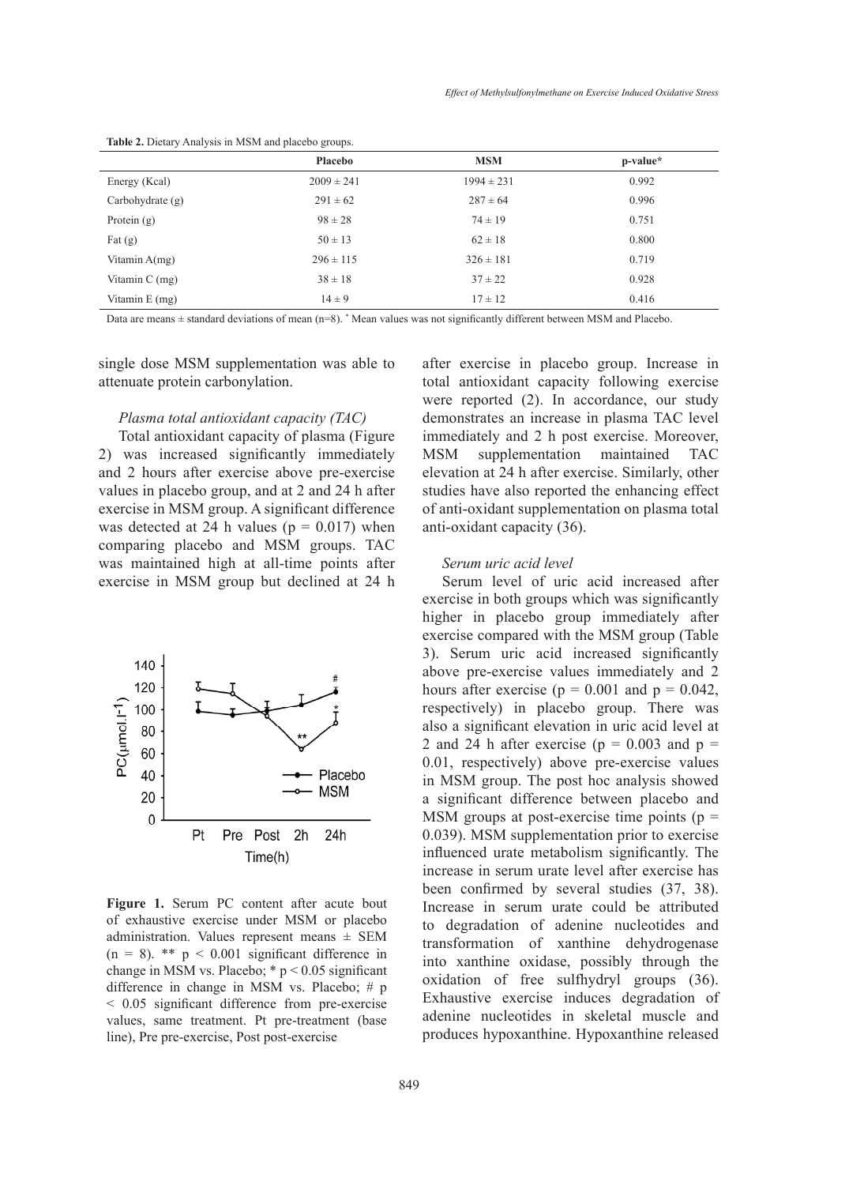**Table 2.** Dietary Analysis in MSM and placebo groups.

| | Placebo | MSM | p-value* |
|---|---|---|---|
| Energy (Kcal) | 2009 ± 241 | 1994 ± 231 | 0.992 |
| Carbohydrate (g) | 291 ± 62 | 287 ± 64 | 0.996 |
| Protein (g) | 98 ± 28 | 74 ± 19 | 0.751 |
| Fat (g) | 50 ± 13 | 62 ± 18 | 0.800 |
| Vitamin A(mg) | 296 ± 115 | 326 ± 181 | 0.719 |
| Vitamin C (mg) | 38 ± 18 | 37 ± 22 | 0.928 |
| Vitamin E (mg) | 14 ± 9 | 17 ± 12 | 0.416 |

Data are means ± standard deviations of mean (n=8). * Mean values was not significantly different between MSM and Placebo.

single dose MSM supplementation was able to attenuate protein carbonylation.

*Plasma total antioxidant capacity (TAC)*

Total antioxidant capacity of plasma (Figure 2) was increased significantly immediately and 2 hours after exercise above pre-exercise values in placebo group, and at 2 and 24 h after exercise in MSM group. A significant difference was detected at 24 h values ($p = 0.017$) when comparing placebo and MSM groups. TAC was maintained high at all-time points after exercise in MSM group but declined at 24 h after exercise in placebo group. Increase in total antioxidant capacity following exercise were reported (2). In accordance, our study demonstrates an increase in plasma TAC level immediately and 2 h post exercise. Moreover, MSM supplementation maintained TAC elevation at 24 h after exercise. Similarly, other studies have also reported the enhancing effect of anti-oxidant supplementation on plasma total anti-oxidant capacity (36).

**Figure 1.** Serum PC content after acute bout of exhaustive exercise under MSM or placebo administration. Values represent means ± SEM ($n = 8$). ** $p < 0.001$ significant difference in change in MSM vs. Placebo; * $p < 0.05$ significant difference in change in MSM vs. Placebo; # $p < 0.05$ significant difference from pre-exercise values, same treatment. Pt pre-treatment (base line), Pre pre-exercise, Post post-exercise

*Serum uric acid level*

Serum level of uric acid increased after exercise in both groups which was significantly higher in placebo group immediately after exercise compared with the MSM group (Table 3). Serum uric acid increased significantly above pre-exercise values immediately and 2 hours after exercise ($p = 0.001$ and $p = 0.042$, respectively) in placebo group. There was also a significant elevation in uric acid level at 2 and 24 h after exercise ($p = 0.003$ and $p = 0.01$, respectively) above pre-exercise values in MSM group. The post hoc analysis showed a significant difference between placebo and MSM groups at post-exercise time points ($p = 0.039$). MSM supplementation prior to exercise influenced urate metabolism significantly. The increase in serum urate level after exercise has been confirmed by several studies (37, 38). Increase in serum urate could be attributed to degradation of adenine nucleotides and transformation of xanthine dehydrogenase into xanthine oxidase, possibly through the oxidation of free sulfhydryl groups (36). Exhaustive exercise induces degradation of adenine nucleotides in skeletal muscle and produces hypoxanthine. Hypoxanthine released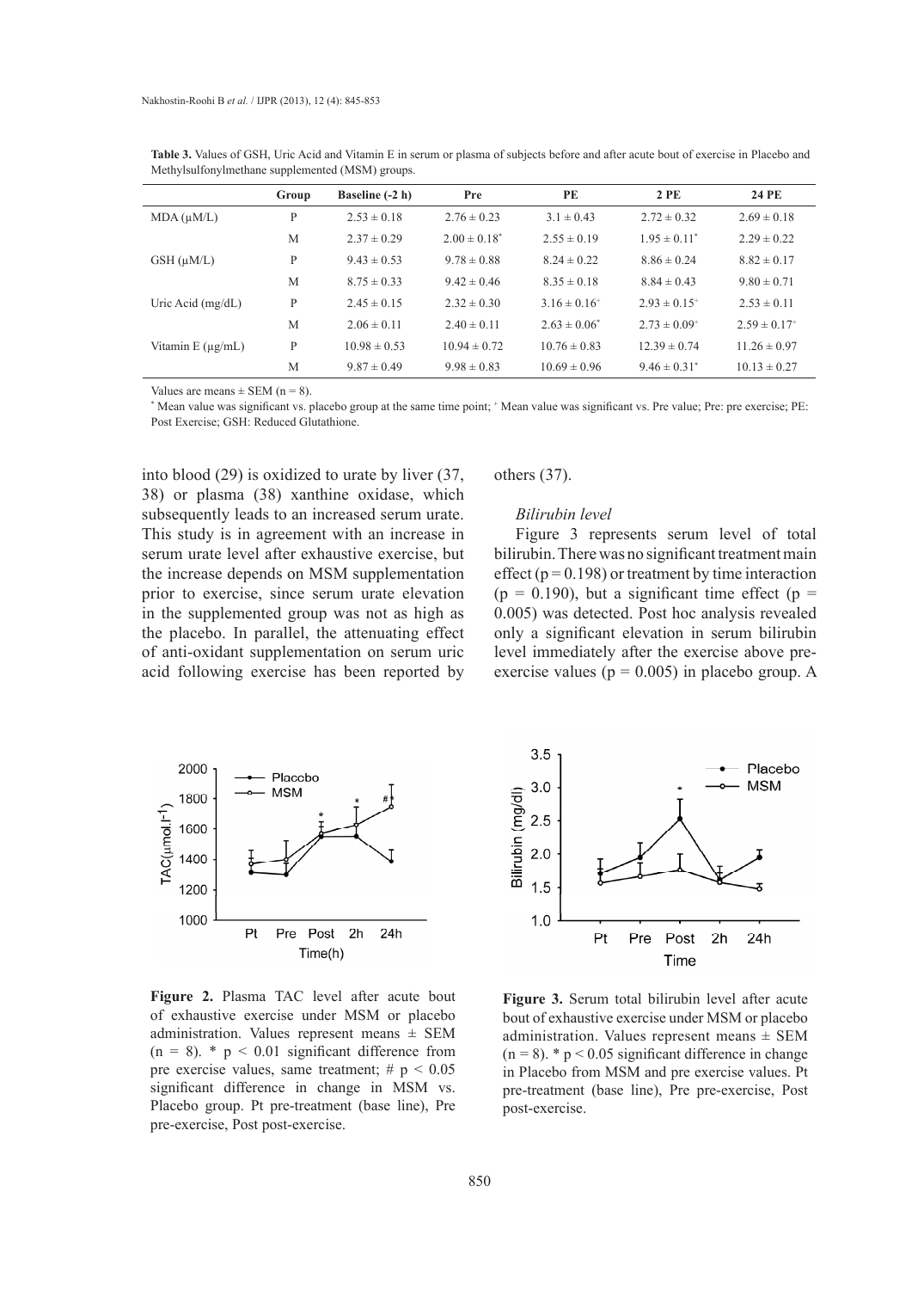**Table 3.** Values of GSH, Uric Acid and Vitamin E in serum or plasma of subjects before and after acute bout of exercise in Placebo and Methylsulfonylmethane supplemented (MSM) groups.

| | Group | Baseline (-2 h) | Pre | PE | 2 PE | 24 PE |
|---|---|---|---|---|---|---|
| MDA (μM/L) | P | 2.53 ± 0.18 | 2.76 ± 0.23 | 3.1 ± 0.43 | 2.72 ± 0.32 | 2.69 ± 0.18 |
| | M | 2.37 ± 0.29 | 2.00 ± 0.18* | 2.55 ± 0.19 | 1.95 ± 0.11* | 2.29 ± 0.22 |
| GSH (μM/L) | P | 9.43 ± 0.53 | 9.78 ± 0.88 | 8.24 ± 0.22 | 8.86 ± 0.24 | 8.82 ± 0.17 |
| | M | 8.75 ± 0.33 | 9.42 ± 0.46 | 8.35 ± 0.18 | 8.84 ± 0.43 | 9.80 ± 0.71 |
| Uric Acid (mg/dL) | P | 2.45 ± 0.15 | 2.32 ± 0.30 | 3.16 ± 0.16+ | 2.93 ± 0.15+ | 2.53 ± 0.11 |
| | M | 2.06 ± 0.11 | 2.40 ± 0.11 | 2.63 ± 0.06* | 2.73 ± 0.09+ | 2.59 ± 0.17+ |
| Vitamin E (μg/mL) | P | 10.98 ± 0.53 | 10.94 ± 0.72 | 10.76 ± 0.83 | 12.39 ± 0.74 | 11.26 ± 0.97 |
| | M | 9.87 ± 0.49 | 9.98 ± 0.83 | 10.69 ± 0.96 | 9.46 ± 0.31* | 10.13 ± 0.27 |

Values are means ± SEM (n = 8).

* Mean value was significant vs. placebo group at the same time point; + Mean value was significant vs. Pre value; Pre: pre exercise; PE: Post Exercise; GSH: Reduced Glutathione.

into blood (29) is oxidized to urate by liver (37, 38) or plasma (38) xanthine oxidase, which subsequently leads to an increased serum urate. This study is in agreement with an increase in serum urate level after exhaustive exercise, but the increase depends on MSM supplementation prior to exercise, since serum urate elevation in the supplemented group was not as high as the placebo. In parallel, the attenuating effect of anti-oxidant supplementation on serum uric acid following exercise has been reported by others (37).

*Bilirubin level*

Figure 3 represents serum level of total bilirubin. There was no significant treatment main effect ($p = 0.198$) or treatment by time interaction ($p = 0.190$), but a significant time effect ($p = 0.005$) was detected. Post hoc analysis revealed only a significant elevation in serum bilirubin level immediately after the exercise above pre-exercise values ($p = 0.005$) in placebo group. A

**Figure 2.** Plasma TAC level after acute bout of exhaustive exercise under MSM or placebo administration. Values represent means ± SEM (n = 8). * $p < 0.01$ significant difference from pre exercise values, same treatment; # $p < 0.05$ significant difference in change in MSM vs. Placebo group. Pt pre-treatment (base line), Pre pre-exercise, Post post-exercise.

**Figure 3.** Serum total bilirubin level after acute bout of exhaustive exercise under MSM or placebo administration. Values represent means ± SEM (n = 8). * $p < 0.05$ significant difference in change in Placebo from MSM and pre exercise values. Pt pre-treatment (base line), Pre pre-exercise, Post post-exercise.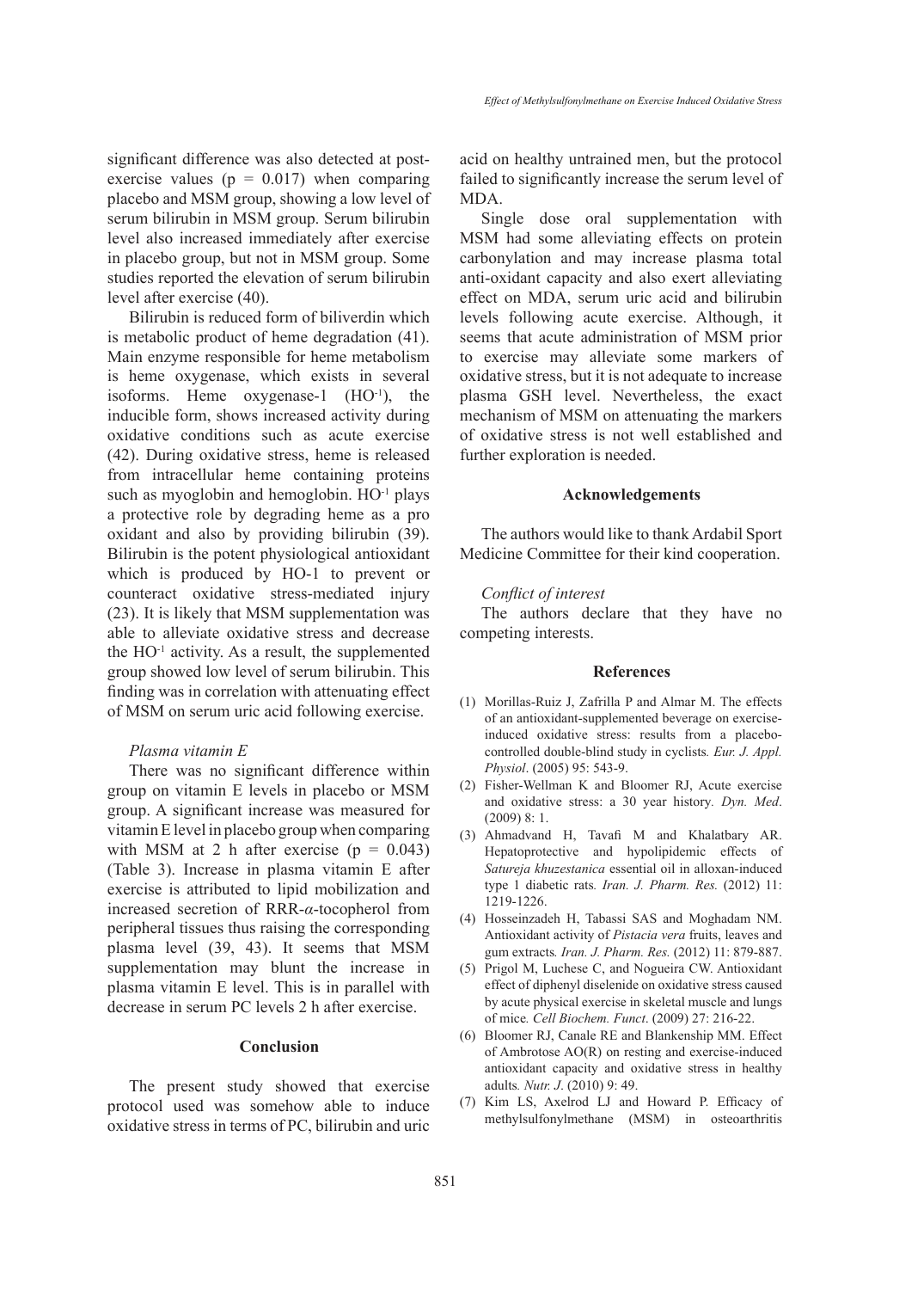significant difference was also detected at post-exercise values ($p = 0.017$) when comparing placebo and MSM group, showing a low level of serum bilirubin in MSM group. Serum bilirubin level also increased immediately after exercise in placebo group, but not in MSM group. Some studies reported the elevation of serum bilirubin level after exercise (40).

Bilirubin is reduced form of biliverdin which is metabolic product of heme degradation (41). Main enzyme responsible for heme metabolism is heme oxygenase, which exists in several isoforms. Heme oxygenase-1 ($HO^{-1}$), the inducible form, shows increased activity during oxidative conditions such as acute exercise (42). During oxidative stress, heme is released from intracellular heme containing proteins such as myoglobin and hemoglobin. $HO^{-1}$ plays a protective role by degrading heme as a pro oxidant and also by providing bilirubin (39). Bilirubin is the potent physiological antioxidant which is produced by HO-1 to prevent or counteract oxidative stress-mediated injury (23). It is likely that MSM supplementation was able to alleviate oxidative stress and decrease the $HO^{-1}$ activity. As a result, the supplemented group showed low level of serum bilirubin. This finding was in correlation with attenuating effect of MSM on serum uric acid following exercise.

### *Plasma vitamin E*

There was no significant difference within group on vitamin E levels in placebo or MSM group. A significant increase was measured for vitamin E level in placebo group when comparing with MSM at 2 h after exercise ($p = 0.043$) (Table 3). Increase in plasma vitamin E after exercise is attributed to lipid mobilization and increased secretion of RRR-$\alpha$-tocopherol from peripheral tissues thus raising the corresponding plasma level (39, 43). It seems that MSM supplementation may blunt the increase in plasma vitamin E level. This is in parallel with decrease in serum PC levels 2 h after exercise.

## Conclusion

The present study showed that exercise protocol used was somehow able to induce oxidative stress in terms of PC, bilirubin and uric acid on healthy untrained men, but the protocol failed to significantly increase the serum level of MDA.

Single dose oral supplementation with MSM had some alleviating effects on protein carbonylation and may increase plasma total anti-oxidant capacity and also exert alleviating effect on MDA, serum uric acid and bilirubin levels following acute exercise. Although, it seems that acute administration of MSM prior to exercise may alleviate some markers of oxidative stress, but it is not adequate to increase plasma GSH level. Nevertheless, the exact mechanism of MSM on attenuating the markers of oxidative stress is not well established and further exploration is needed.

## Acknowledgements

The authors would like to thank Ardabil Sport Medicine Committee for their kind cooperation.

### *Conflict of interest*

The authors declare that they have no competing interests.

## References

(1) Morillas-Ruiz J, Zafrilla P and Almar M. The effects of an antioxidant-supplemented beverage on exercise-induced oxidative stress: results from a placebo-controlled double-blind study in cyclists. *Eur. J. Appl. Physiol*. (2005) 95: 543-9.

(2) Fisher-Wellman K and Bloomer RJ, Acute exercise and oxidative stress: a 30 year history. *Dyn. Med*. (2009) 8: 1.

(3) Ahmadvand H, Tavafi M and Khalatbary AR. Hepatoprotective and hypolipidemic effects of *Satureja khuzestanica* essential oil in alloxan-induced type 1 diabetic rats. *Iran. J. Pharm. Res.* (2012) 11: 1219-1226.

(4) Hosseinzadeh H, Tabassi SAS and Moghadam NM. Antioxidant activity of *Pistacia vera* fruits, leaves and gum extracts. *Iran. J. Pharm. Res.* (2012) 11: 879-887.

(5) Prigol M, Luchese C, and Nogueira CW. Antioxidant effect of diphenyl diselenide on oxidative stress caused by acute physical exercise in skeletal muscle and lungs of mice. *Cell Biochem. Funct*. (2009) 27: 216-22.

(6) Bloomer RJ, Canale RE and Blankenship MM. Effect of Ambrotose AO(R) on resting and exercise-induced antioxidant capacity and oxidative stress in healthy adults. *Nutr. J*. (2010) 9: 49.

(7) Kim LS, Axelrod LJ and Howard P. Efficacy of methylsulfonylmethane (MSM) in osteoarthritis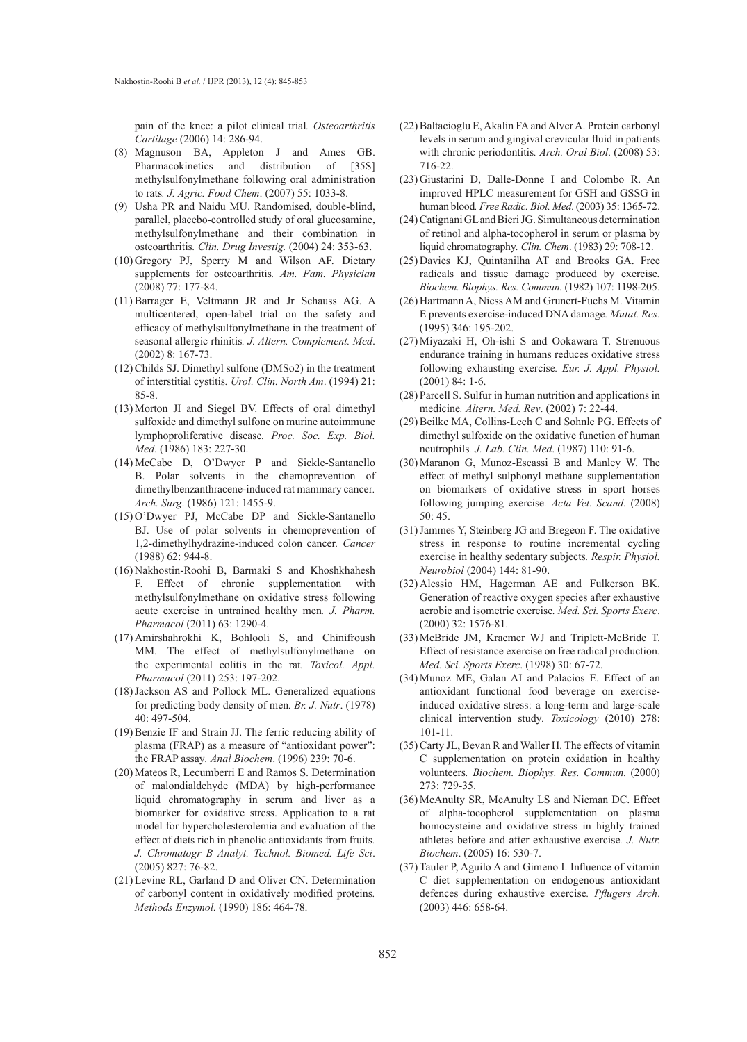pain of the knee: a pilot clinical trial. *Osteoarthritis Cartilage* (2006) 14: 286-94.

(8) Magnuson BA, Appleton J and Ames GB. Pharmacokinetics and distribution of [35S] methylsulfonylmethane following oral administration to rats. *J. Agric. Food Chem*. (2007) 55: 1033-8.

(9) Usha PR and Naidu MU. Randomised, double-blind, parallel, placebo-controlled study of oral glucosamine, methylsulfonylmethane and their combination in osteoarthritis. *Clin. Drug Investig.* (2004) 24: 353-63.

(10) Gregory PJ, Sperry M and Wilson AF. Dietary supplements for osteoarthritis. *Am. Fam. Physician* (2008) 77: 177-84.

(11) Barrager E, Veltmann JR and Jr Schauss AG. A multicentered, open-label trial on the safety and efficacy of methylsulfonylmethane in the treatment of seasonal allergic rhinitis. *J. Altern. Complement. Med*. (2002) 8: 167-73.

(12) Childs SJ. Dimethyl sulfone (DMSo2) in the treatment of interstitial cystitis. *Urol. Clin. North Am*. (1994) 21: 85-8.

(13) Morton JI and Siegel BV. Effects of oral dimethyl sulfoxide and dimethyl sulfone on murine autoimmune lymphoproliferative disease. *Proc. Soc. Exp. Biol. Med*. (1986) 183: 227-30.

(14) McCabe D, O'Dwyer P and Sickle-Santanello B. Polar solvents in the chemoprevention of dimethylbenzanthracene-induced rat mammary cancer. *Arch. Surg*. (1986) 121: 1455-9.

(15) O'Dwyer PJ, McCabe DP and Sickle-Santanello BJ. Use of polar solvents in chemoprevention of 1,2-dimethylhydrazine-induced colon cancer. *Cancer* (1988) 62: 944-8.

(16) Nakhostin-Roohi B, Barmaki S and Khoshkhahesh F. Effect of chronic supplementation with methylsulfonylmethane on oxidative stress following acute exercise in untrained healthy men. *J. Pharm. Pharmacol* (2011) 63: 1290-4.

(17) Amirshahrokhi K, Bohlooli S, and Chinifroush MM. The effect of methylsulfonylmethane on the experimental colitis in the rat. *Toxicol. Appl. Pharmacol* (2011) 253: 197-202.

(18) Jackson AS and Pollock ML. Generalized equations for predicting body density of men. *Br. J. Nutr*. (1978) 40: 497-504.

(19) Benzie IF and Strain JJ. The ferric reducing ability of plasma (FRAP) as a measure of "antioxidant power": the FRAP assay. *Anal Biochem*. (1996) 239: 70-6.

(20) Mateos R, Lecumberri E and Ramos S. Determination of malondialdehyde (MDA) by high-performance liquid chromatography in serum and liver as a biomarker for oxidative stress. Application to a rat model for hypercholesterolemia and evaluation of the effect of diets rich in phenolic antioxidants from fruits. *J. Chromatogr B Analyt. Technol. Biomed. Life Sci*. (2005) 827: 76-82.

(21) Levine RL, Garland D and Oliver CN. Determination of carbonyl content in oxidatively modified proteins. *Methods Enzymol*. (1990) 186: 464-78.

(22) Baltacioglu E, Akalin FA and Alver A. Protein carbonyl levels in serum and gingival crevicular fluid in patients with chronic periodontitis. *Arch. Oral Biol*. (2008) 53: 716-22.

(23) Giustarini D, Dalle-Donne I and Colombo R. An improved HPLC measurement for GSH and GSSG in human blood. *Free Radic. Biol. Med*. (2003) 35: 1365-72.

(24) Catignani GL and Bieri JG. Simultaneous determination of retinol and alpha-tocopherol in serum or plasma by liquid chromatography. *Clin. Chem*. (1983) 29: 708-12.

(25) Davies KJ, Quintanilha AT and Brooks GA. Free radicals and tissue damage produced by exercise. *Biochem. Biophys. Res. Commun.* (1982) 107: 1198-205.

(26) Hartmann A, Niess AM and Grunert-Fuchs M. Vitamin E prevents exercise-induced DNA damage. *Mutat. Res*. (1995) 346: 195-202.

(27) Miyazaki H, Oh-ishi S and Ookawara T. Strenuous endurance training in humans reduces oxidative stress following exhausting exercise. *Eur. J. Appl. Physiol.* (2001) 84: 1-6.

(28) Parcell S. Sulfur in human nutrition and applications in medicine. *Altern. Med. Rev*. (2002) 7: 22-44.

(29) Beilke MA, Collins-Lech C and Sohnle PG. Effects of dimethyl sulfoxide on the oxidative function of human neutrophils. *J. Lab. Clin. Med*. (1987) 110: 91-6.

(30) Maranon G, Munoz-Escassi B and Manley W. The effect of methyl sulphonyl methane supplementation on biomarkers of oxidative stress in sport horses following jumping exercise. *Acta Vet. Scand.* (2008) 50: 45.

(31) Jammes Y, Steinberg JG and Bregeon F. The oxidative stress in response to routine incremental cycling exercise in healthy sedentary subjects. *Respir. Physiol. Neurobiol* (2004) 144: 81-90.

(32) Alessio HM, Hagerman AE and Fulkerson BK. Generation of reactive oxygen species after exhaustive aerobic and isometric exercise. *Med. Sci. Sports Exerc*. (2000) 32: 1576-81.

(33) McBride JM, Kraemer WJ and Triplett-McBride T. Effect of resistance exercise on free radical production. *Med. Sci. Sports Exerc*. (1998) 30: 67-72.

(34) Munoz ME, Galan AI and Palacios E. Effect of an antioxidant functional food beverage on exercise-induced oxidative stress: a long-term and large-scale clinical intervention study. *Toxicology* (2010) 278: 101-11.

(35) Carty JL, Bevan R and Waller H. The effects of vitamin C supplementation on protein oxidation in healthy volunteers. *Biochem. Biophys. Res. Commun.* (2000) 273: 729-35.

(36) McAnulty SR, McAnulty LS and Nieman DC. Effect of alpha-tocopherol supplementation on plasma homocysteine and oxidative stress in highly trained athletes before and after exhaustive exercise. *J. Nutr. Biochem*. (2005) 16: 530-7.

(37) Tauler P, Aguilo A and Gimeno I. Influence of vitamin C diet supplementation on endogenous antioxidant defences during exhaustive exercise. *Pflugers Arch*. (2003) 446: 658-64.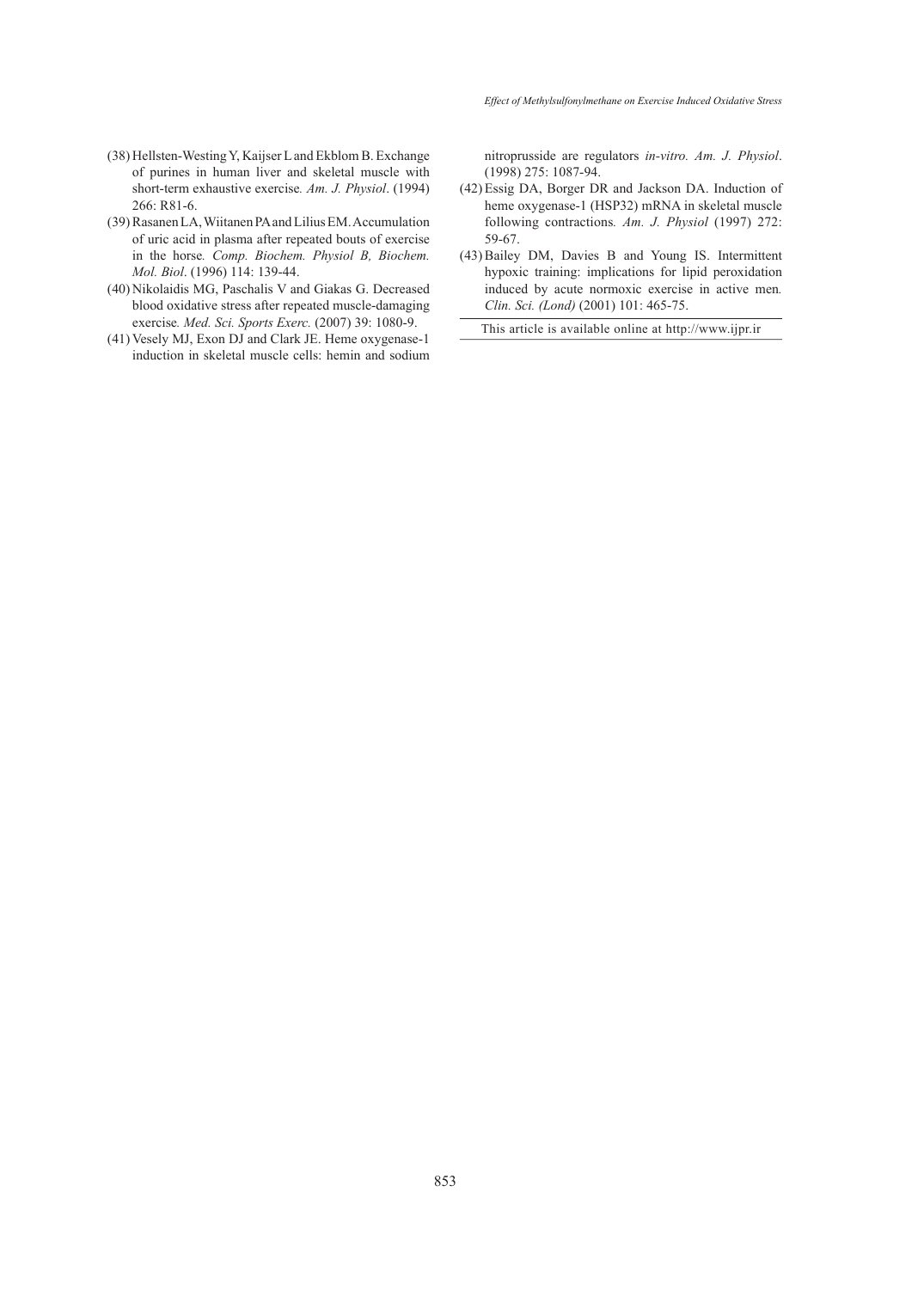(38) Hellsten-Westing Y, Kaijser L and Ekblom B. Exchange of purines in human liver and skeletal muscle with short-term exhaustive exercise. *Am. J. Physiol*. (1994) 266: R81-6.

(39) Rasanen LA, Wiitanen PA and Lilius EM. Accumulation of uric acid in plasma after repeated bouts of exercise in the horse. *Comp. Biochem. Physiol B, Biochem. Mol. Biol*. (1996) 114: 139-44.

(40) Nikolaidis MG, Paschalis V and Giakas G. Decreased blood oxidative stress after repeated muscle-damaging exercise. *Med. Sci. Sports Exerc.* (2007) 39: 1080-9.

(41) Vesely MJ, Exon DJ and Clark JE. Heme oxygenase-1 induction in skeletal muscle cells: hemin and sodium nitroprusside are regulators *in-vitro*. *Am. J. Physiol*. (1998) 275: 1087-94.

(42) Essig DA, Borger DR and Jackson DA. Induction of heme oxygenase-1 (HSP32) mRNA in skeletal muscle following contractions. *Am. J. Physiol* (1997) 272: 59-67.

(43) Bailey DM, Davies B and Young IS. Intermittent hypoxic training: implications for lipid peroxidation induced by acute normoxic exercise in active men. *Clin. Sci. (Lond)* (2001) 101: 465-75.

This article is available online at http://www.ijpr.ir